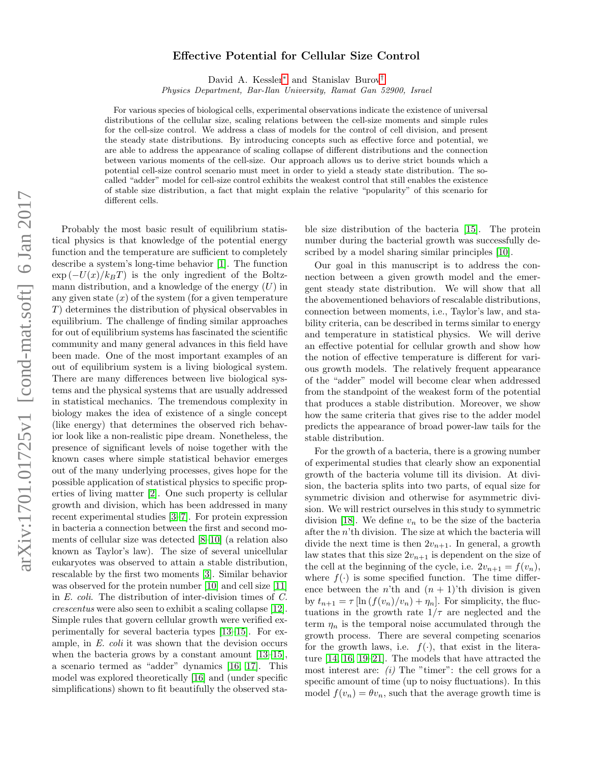# Effective Potential for Cellular Size Control

David A. Kessler* and Stanislav Burov†

*Physics Department, Bar-Ilan University, Ramat Gan 52900, Israel*

For various species of biological cells, experimental observations indicate the existence of universal distributions of the cellular size, scaling relations between the cell-size moments and simple rules for the cell-size control. We address a class of models for the control of cell division, and present the steady state distributions. By introducing concepts such as effective force and potential, we are able to address the appearance of scaling collapse of different distributions and the connection between various moments of the cell-size. Our approach allows us to derive strict bounds which a potential cell-size control scenario must meet in order to yield a steady state distribution. The so-called "adder" model for cell-size control exhibits the weakest control that still enables the existence of stable size distribution, a fact that might explain the relative "popularity" of this scenario for different cells.

Probably the most basic result of equilibrium statistical physics is that knowledge of the potential energy function and the temperature are sufficient to completely describe a system's long-time behavior [1]. The function $\exp\left(-U(x)/k_BT\right)$ is the only ingredient of the Boltzmann distribution, and a knowledge of the energy $(U)$ in any given state $(x)$ of the system (for a given temperature $T$) determines the distribution of physical observables in equilibrium. The challenge of finding similar approaches for out of equilibrium systems has fascinated the scientific community and many general advances in this field have been made. One of the most important examples of an out of equilibrium system is a living biological system. There are many differences between live biological systems and the physical systems that are usually addressed in statistical mechanics. The tremendous complexity in biology makes the idea of existence of a single concept (like energy) that determines the observed rich behavior look like a non-realistic pipe dream. Nonetheless, the presence of significant levels of noise together with the known cases where simple statistical behavior emerges out of the many underlying processes, gives hope for the possible application of statistical physics to specific properties of living matter [2]. One such property is cellular growth and division, which has been addressed in many recent experimental studies [3–7]. For protein expression in bacteria a connection between the first and second moments of cellular size was detected [8–10] (a relation also known as Taylor's law). The size of several unicellular eukaryotes was observed to attain a stable distribution, rescalable by the first two moments [3]. Similar behavior was observed for the protein number [10] and cell size [11] in *E. coli*. The distribution of inter-division times of *C. crescentus* were also seen to exhibit a scaling collapse [12]. Simple rules that govern cellular growth were verified experimentally for several bacteria types [13–15]. For example, in *E. coli* it was shown that the devision occurs when the bacteria grows by a constant amount [13–15], a scenario termed as "adder" dynamics [16, 17]. This model was explored theoretically [16] and (under specific simplifications) shown to fit beautifully the observed stable size distribution of the bacteria [15]. The protein number during the bacterial growth was successfully described by a model sharing similar principles [10].

Our goal in this manuscript is to address the connection between a given growth model and the emergent steady state distribution. We will show that all the abovementioned behaviors of rescalable distributions, connection between moments, i.e., Taylor's law, and stability criteria, can be described in terms similar to energy and temperature in statistical physics. We will derive an effective potential for cellular growth and show how the notion of effective temperature is different for various growth models. The relatively frequent appearance of the "adder" model will become clear when addressed from the standpoint of the weakest form of the potential that produces a stable distribution. Moreover, we show how the same criteria that gives rise to the adder model predicts the appearance of broad power-law tails for the stable distribution.

For the growth of a bacteria, there is a growing number of experimental studies that clearly show an exponential growth of the bacteria volume till its division. At division, the bacteria splits into two parts, of equal size for symmetric division and otherwise for asymmetric division. We will restrict ourselves in this study to symmetric division [18]. We define $v_n$ to be the size of the bacteria after the $n$'th division. The size at which the bacteria will divide the next time is then $2v_{n+1}$. In general, a growth law states that this size $2v_{n+1}$ is dependent on the size of the cell at the beginning of the cycle, i.e. $2v_{n+1} = f(v_n)$, where $f(\cdot)$ is some specified function. The time difference between the $n$'th and $(n+1)$'th division is given by $t_{n+1} = \tau\left[\ln\left(f(v_n)/v_n\right) + \eta_n\right]$. For simplicity, the fluctuations in the growth rate $1/\tau$ are neglected and the term $\eta_n$ is the temporal noise accumulated through the growth process. There are several competing scenarios for the growth laws, i.e. $f(\cdot)$, that exist in the literature [14, 16, 19–21]. The models that have attracted the most interest are: *(i)* The "timer": the cell grows for a specific amount of time (up to noisy fluctuations). In this model $f(v_n) = \theta v_n$, such that the average growth time is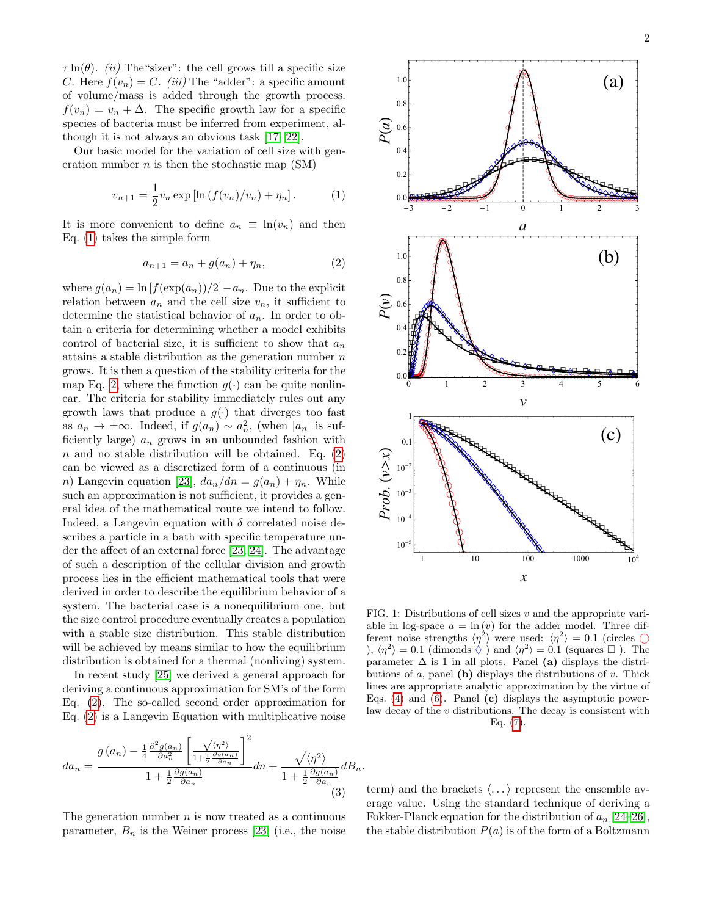$\tau \ln(\theta)$. *(ii)* The"sizer": the cell grows till a specific size $C$. Here $f(v_n) = C$. *(iii)* The "adder": a specific amount of volume/mass is added through the growth process. $f(v_n) = v_n + \Delta$. The specific growth law for a specific species of bacteria must be inferred from experiment, although it is not always an obvious task [17, 22].

Our basic model for the variation of cell size with generation number $n$ is then the stochastic map (SM)

$$v_{n+1} = \frac{1}{2} v_n \exp\left[\ln\left(f(v_n)/v_n\right) + \eta_n\right]. \tag{1}$$

It is more convenient to define $a_n \equiv \ln(v_n)$ and then Eq. (1) takes the simple form

$$a_{n+1} = a_n + g(a_n) + \eta_n, \tag{2}$$

where $g(a_n) = \ln\left[f(\exp(a_n))/2\right] - a_n$. Due to the explicit relation between $a_n$ and the cell size $v_n$, it sufficient to determine the statistical behavior of $a_n$. In order to obtain a criteria for determining whether a model exhibits control of bacterial size, it is sufficient to show that $a_n$ attains a stable distribution as the generation number $n$ grows. It is then a question of the stability criteria for the map Eq. 2, where the function $g(\cdot)$ can be quite nonlinear. The criteria for stability immediately rules out any growth laws that produce a $g(\cdot)$ that diverges too fast as $a_n \to \pm\infty$. Indeed, if $g(a_n) \sim a_n^2$, (when $|a_n|$ is sufficiently large) $a_n$ grows in an unbounded fashion with $n$ and no stable distribution will be obtained. Eq. (2) can be viewed as a discretized form of a continuous (in $n$) Langevin equation [23], $da_n/dn = g(a_n) + \eta_n$. While such an approximation is not sufficient, it provides a general idea of the mathematical route we intend to follow. Indeed, a Langevin equation with $\delta$ correlated noise describes a particle in a bath with specific temperature under the affect of an external force [23, 24]. The advantage of such a description of the cellular division and growth process lies in the efficient mathematical tools that were derived in order to describe the equilibrium behavior of a system. The bacterial case is a nonequilibrium one, but the size control procedure eventually creates a population with a stable size distribution. This stable distribution will be achieved by means similar to how the equilibrium distribution is obtained for a thermal (nonliving) system.

In recent study [25] we derived a general approach for deriving a continuous approximation for SM's of the form Eq. (2). The so-called second order approximation for Eq. (2) is a Langevin Equation with multiplicative noise

$$da_n = \frac{g\left(a_n\right) - \frac{1}{4}\frac{\partial^2 g(a_n)}{\partial a_n^2}\left[\frac{\sqrt{\langle \eta^2 \rangle}}{1+\frac{1}{2}\frac{\partial g(a_n)}{\partial a_n}}\right]^2}{1+\frac{1}{2}\frac{\partial g(a_n)}{\partial a_n}} dn + \frac{\sqrt{\langle \eta^2 \rangle}}{1+\frac{1}{2}\frac{\partial g(a_n)}{\partial a_n}} dB_n. \tag{3}$$

The generation number $n$ is now treated as a continuous parameter, $B_n$ is the Weiner process [23] (i.e., the noise term) and the brackets $\langle \ldots \rangle$ represent the ensemble average value. Using the standard technique of deriving a Fokker-Planck equation for the distribution of $a_n$ [24–26], the stable distribution $P(a)$ is of the form of a Boltzmann

FIG. 1: Distributions of cell sizes $v$ and the appropriate variable in log-space $a = \ln(v)$ for the adder model. Three different noise strengths $\langle \eta^2 \rangle$ were used: $\langle \eta^2 \rangle = 0.1$ (circles ○), $\langle \eta^2 \rangle = 0.1$ (dimonds ◇) and $\langle \eta^2 \rangle = 0.1$ (squares □). The parameter $\Delta$ is 1 in all plots. Panel **(a)** displays the distributions of $a$, panel **(b)** displays the distributions of $v$. Thick lines are appropriate analytic approximation by the virtue of Eqs. (4) and (6). Panel **(c)** displays the asymptotic power-law decay of the $v$ distributions. The decay is consistent with Eq. (7).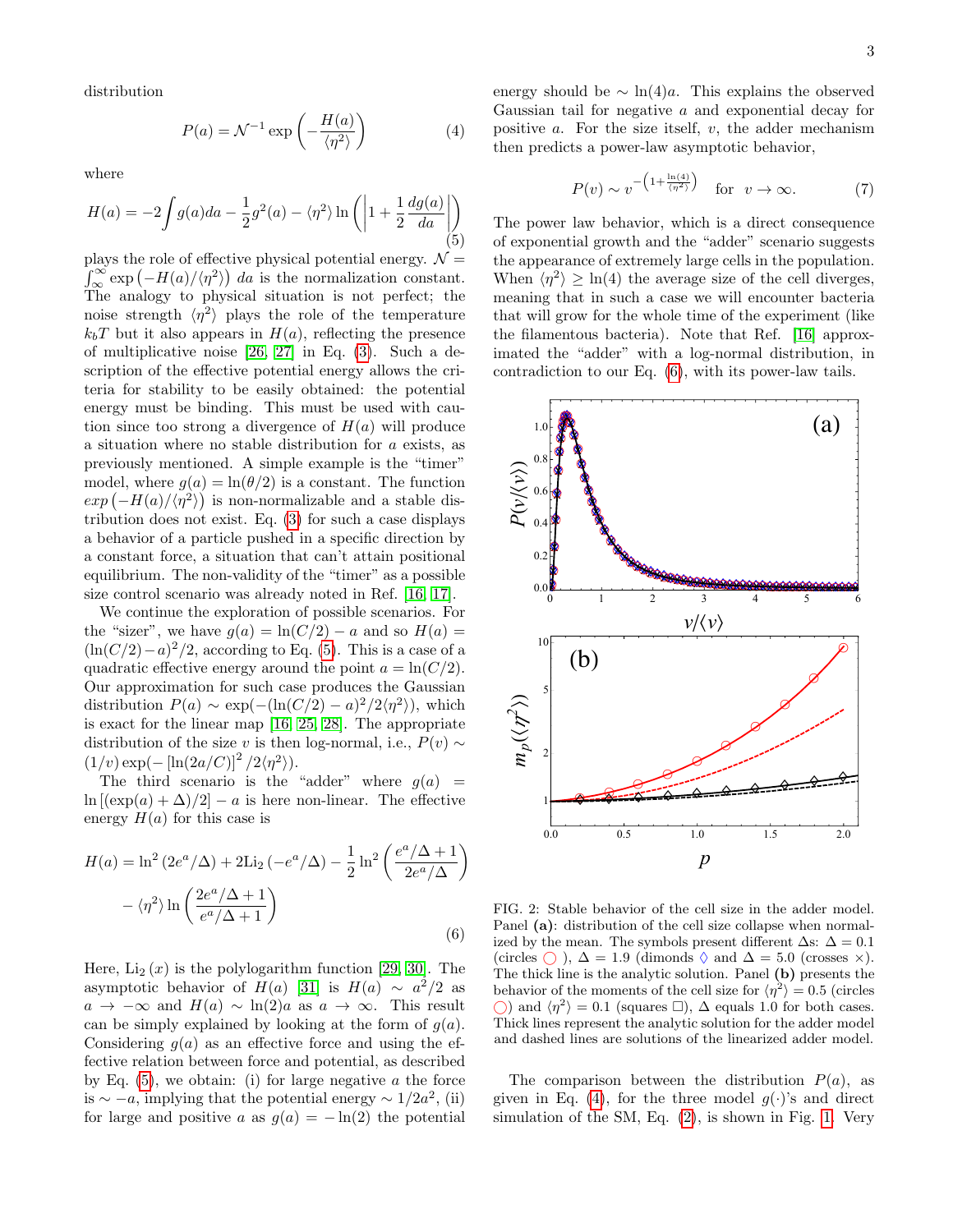distribution

$$P(a) = \mathcal{N}^{-1} \exp\left(-\frac{H(a)}{\langle \eta^2 \rangle}\right) \tag{4}$$

where

$$H(a) = -2\int g(a)da - \frac{1}{2}g^2(a) - \langle \eta^2 \rangle \ln\left(\left|1 + \frac{1}{2}\frac{dg(a)}{da}\right|\right) \tag{5}$$

plays the role of effective physical potential energy. $\mathcal{N} = \int_{\infty}^{\infty} \exp\left(-H(a)/\langle \eta^2 \rangle\right) da$ is the normalization constant. The analogy to physical situation is not perfect; the noise strength $\langle \eta^2 \rangle$ plays the role of the temperature $k_b T$ but it also appears in $H(a)$, reflecting the presence of multiplicative noise [26, 27] in Eq. (3). Such a description of the effective potential energy allows the criteria for stability to be easily obtained: the potential energy must be binding. This must be used with caution since too strong a divergence of $H(a)$ will produce a situation where no stable distribution for $a$ exists, as previously mentioned. A simple example is the "timer" model, where $g(a) = \ln(\theta/2)$ is a constant. The function $exp\left(-H(a)/\langle \eta^2 \rangle\right)$ is non-normalizable and a stable distribution does not exist. Eq. (3) for such a case displays a behavior of a particle pushed in a specific direction by a constant force, a situation that can't attain positional equilibrium. The non-validity of the "timer" as a possible size control scenario was already noted in Ref. [16, 17].

We continue the exploration of possible scenarios. For the "sizer", we have $g(a) = \ln(C/2) - a$ and so $H(a) = (\ln(C/2) - a)^2/2$, according to Eq. (5). This is a case of a quadratic effective energy around the point $a = \ln(C/2)$. Our approximation for such case produces the Gaussian distribution $P(a) \sim \exp(-(\ln(C/2) - a)^2/2\langle \eta^2 \rangle)$, which is exact for the linear map [16, 25, 28]. The appropriate distribution of the size $v$ is then log-normal, i.e., $P(v) \sim (1/v)\exp(-\left[\ln(2a/C)\right]^2/2\langle \eta^2 \rangle)$.

The third scenario is the "adder" where $g(a) = \ln\left[(\exp(a) + \Delta)/2\right] - a$ is here non-linear. The effective energy $H(a)$ for this case is

$$H(a) = \ln^2\left(2e^a/\Delta\right) + 2\mathrm{Li}_2\left(-e^a/\Delta\right) - \frac{1}{2}\ln^2\left(\frac{e^a/\Delta + 1}{2e^a/\Delta}\right) - \langle \eta^2 \rangle \ln\left(\frac{2e^a/\Delta + 1}{e^a/\Delta + 1}\right) \tag{6}$$

Here, $\mathrm{Li}_2(x)$ is the polylogarithm function [29, 30]. The asymptotic behavior of $H(a)$ [31] is $H(a) \sim a^2/2$ as $a \to -\infty$ and $H(a) \sim \ln(2)a$ as $a \to \infty$. This result can be simply explained by looking at the form of $g(a)$. Considering $g(a)$ as an effective force and using the effective relation between force and potential, as described by Eq. (5), we obtain: (i) for large negative $a$ the force is $\sim -a$, implying that the potential energy $\sim 1/2a^2$, (ii) for large and positive $a$ as $g(a) = -\ln(2)$ the potential energy should be $\sim \ln(4)a$. This explains the observed Gaussian tail for negative $a$ and exponential decay for positive $a$. For the size itself, $v$, the adder mechanism then predicts a power-law asymptotic behavior,

$$P(v) \sim v^{-\left(1 + \frac{\ln(4)}{\langle \eta^2 \rangle}\right)} \quad \text{for} \quad v \to \infty. \tag{7}$$

The power law behavior, which is a direct consequence of exponential growth and the "adder" scenario suggests the appearance of extremely large cells in the population. When $\langle \eta^2 \rangle \geq \ln(4)$ the average size of the cell diverges, meaning that in such a case we will encounter bacteria that will grow for the whole time of the experiment (like the filamentous bacteria). Note that Ref. [16] approximated the "adder" with a log-normal distribution, in contradiction to our Eq. (6), with its power-law tails.

FIG. 2: Stable behavior of the cell size in the adder model. Panel **(a)**: distribution of the cell size collapse when normalized by the mean. The symbols present different $\Delta$s: $\Delta = 0.1$ (circles ◯ ), $\Delta = 1.9$ (dimonds ◊ and $\Delta = 5.0$ (crosses ×). The thick line is the analytic solution. Panel **(b)** presents the behavior of the moments of the cell size for $\langle \eta^2 \rangle = 0.5$ (circles ◯) and $\langle \eta^2 \rangle = 0.1$ (squares □), $\Delta$ equals 1.0 for both cases. Thick lines represent the analytic solution for the adder model and dashed lines are solutions of the linearized adder model.

The comparison between the distribution $P(a)$, as given in Eq. (4), for the three model $g(\cdot)$'s and direct simulation of the SM, Eq. (2), is shown in Fig. 1. Very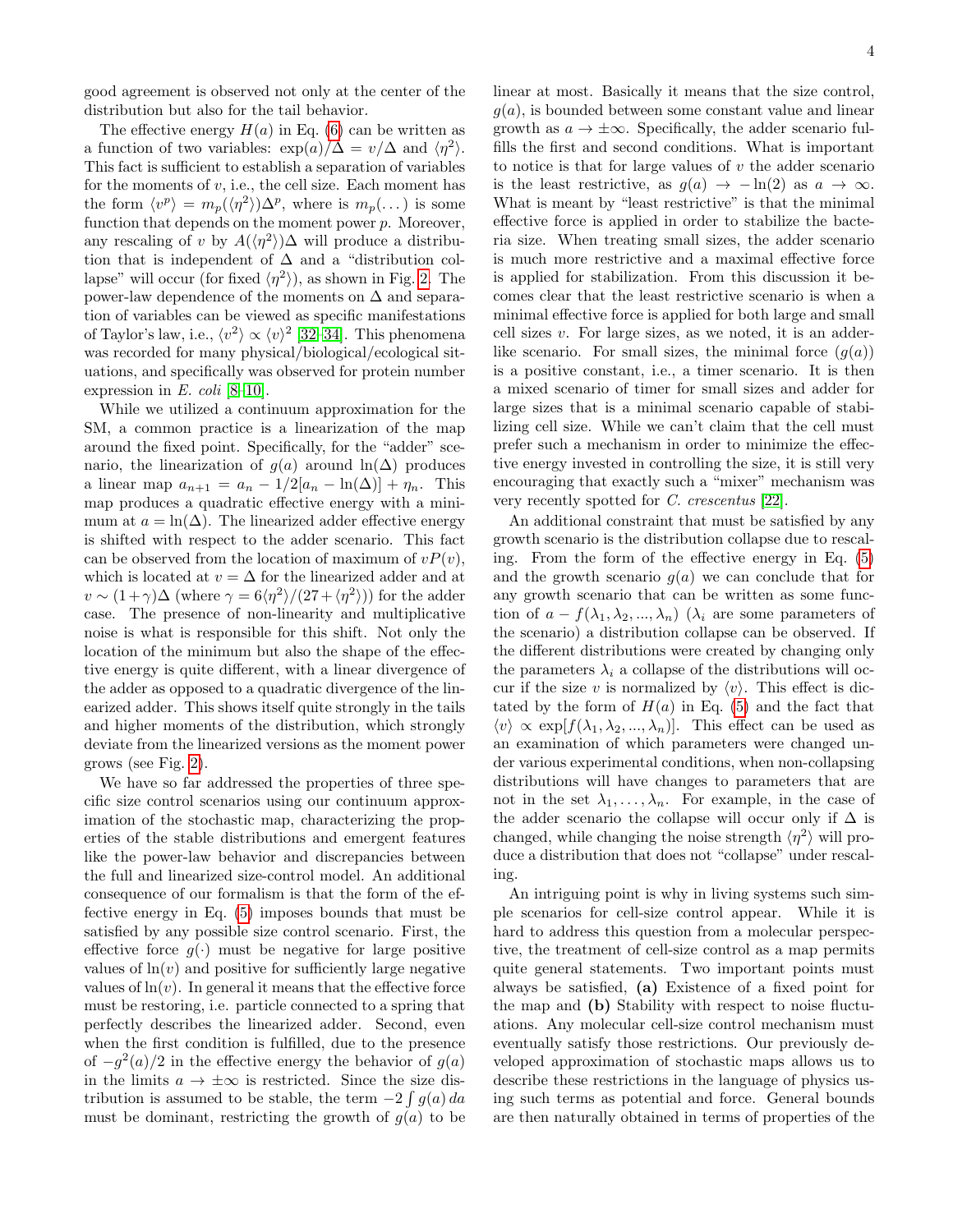good agreement is observed not only at the center of the distribution but also for the tail behavior.

The effective energy $H(a)$ in Eq. (6) can be written as a function of two variables: $\exp(a)/\Delta = v/\Delta$ and $\langle\eta^2\rangle$. This fact is sufficient to establish a separation of variables for the moments of $v$, i.e., the cell size. Each moment has the form $\langle v^p\rangle = m_p(\langle\eta^2\rangle)\Delta^p$, where is $m_p(\dots)$ is some function that depends on the moment power $p$. Moreover, any rescaling of $v$ by $A(\langle\eta^2\rangle)\Delta$ will produce a distribution that is independent of $\Delta$ and a "distribution collapse" will occur (for fixed $\langle\eta^2\rangle$), as shown in Fig. 2. The power-law dependence of the moments on $\Delta$ and separation of variables can be viewed as specific manifestations of Taylor's law, i.e., $\langle v^2\rangle \propto \langle v\rangle^2$ [32–34]. This phenomena was recorded for many physical/biological/ecological situations, and specifically was observed for protein number expression in *E. coli* [8–10].

While we utilized a continuum approximation for the SM, a common practice is a linearization of the map around the fixed point. Specifically, for the "adder" scenario, the linearization of $g(a)$ around $\ln(\Delta)$ produces a linear map $a_{n+1} = a_n - 1/2[a_n - \ln(\Delta)] + \eta_n$. This map produces a quadratic effective energy with a minimum at $a = \ln(\Delta)$. The linearized adder effective energy is shifted with respect to the adder scenario. This fact can be observed from the location of maximum of $vP(v)$, which is located at $v = \Delta$ for the linearized adder and at $v \sim (1+\gamma)\Delta$ (where $\gamma = 6\langle\eta^2\rangle/(27+\langle\eta^2\rangle)$) for the adder case. The presence of non-linearity and multiplicative noise is what is responsible for this shift. Not only the location of the minimum but also the shape of the effective energy is quite different, with a linear divergence of the adder as opposed to a quadratic divergence of the linearized adder. This shows itself quite strongly in the tails and higher moments of the distribution, which strongly deviate from the linearized versions as the moment power grows (see Fig. 2).

We have so far addressed the properties of three specific size control scenarios using our continuum approximation of the stochastic map, characterizing the properties of the stable distributions and emergent features like the power-law behavior and discrepancies between the full and linearized size-control model. An additional consequence of our formalism is that the form of the effective energy in Eq. (5) imposes bounds that must be satisfied by any possible size control scenario. First, the effective force $g(\cdot)$ must be negative for large positive values of $\ln(v)$ and positive for sufficiently large negative values of $\ln(v)$. In general it means that the effective force must be restoring, i.e. particle connected to a spring that perfectly describes the linearized adder. Second, even when the first condition is fulfilled, due to the presence of $-g^2(a)/2$ in the effective energy the behavior of $g(a)$ in the limits $a \to \pm\infty$ is restricted. Since the size distribution is assumed to be stable, the term $-2\int g(a)\,da$ must be dominant, restricting the growth of $g(a)$ to be linear at most. Basically it means that the size control, $g(a)$, is bounded between some constant value and linear growth as $a \to \pm\infty$. Specifically, the adder scenario fulfills the first and second conditions. What is important to notice is that for large values of $v$ the adder scenario is the least restrictive, as $g(a) \to -\ln(2)$ as $a \to \infty$. What is meant by "least restrictive" is that the minimal effective force is applied in order to stabilize the bacteria size. When treating small sizes, the adder scenario is much more restrictive and a maximal effective force is applied for stabilization. From this discussion it becomes clear that the least restrictive scenario is when a minimal effective force is applied for both large and small cell sizes $v$. For large sizes, as we noted, it is an adder-like scenario. For small sizes, the minimal force ($g(a)$) is a positive constant, i.e., a timer scenario. It is then a mixed scenario of timer for small sizes and adder for large sizes that is a minimal scenario capable of stabilizing cell size. While we can't claim that the cell must prefer such a mechanism in order to minimize the effective energy invested in controlling the size, it is still very encouraging that exactly such a "mixer" mechanism was very recently spotted for *C. crescentus* [22].

An additional constraint that must be satisfied by any growth scenario is the distribution collapse due to rescaling. From the form of the effective energy in Eq. (5) and the growth scenario $g(a)$ we can conclude that for any growth scenario that can be written as some function of $a - f(\lambda_1, \lambda_2, ..., \lambda_n)$ ($\lambda_i$ are some parameters of the scenario) a distribution collapse can be observed. If the different distributions were created by changing only the parameters $\lambda_i$ a collapse of the distributions will occur if the size $v$ is normalized by $\langle v\rangle$. This effect is dictated by the form of $H(a)$ in Eq. (5) and the fact that $\langle v\rangle \propto \exp[f(\lambda_1, \lambda_2, ..., \lambda_n)]$. This effect can be used as an examination of which parameters were changed under various experimental conditions, when non-collapsing distributions will have changes to parameters that are not in the set $\lambda_1, \dots, \lambda_n$. For example, in the case of the adder scenario the collapse will occur only if $\Delta$ is changed, while changing the noise strength $\langle\eta^2\rangle$ will produce a distribution that does not "collapse" under rescaling.

An intriguing point is why in living systems such simple scenarios for cell-size control appear. While it is hard to address this question from a molecular perspective, the treatment of cell-size control as a map permits quite general statements. Two important points must always be satisfied, **(a)** Existence of a fixed point for the map and **(b)** Stability with respect to noise fluctuations. Any molecular cell-size control mechanism must eventually satisfy those restrictions. Our previously developed approximation of stochastic maps allows us to describe these restrictions in the language of physics using such terms as potential and force. General bounds are then naturally obtained in terms of properties of the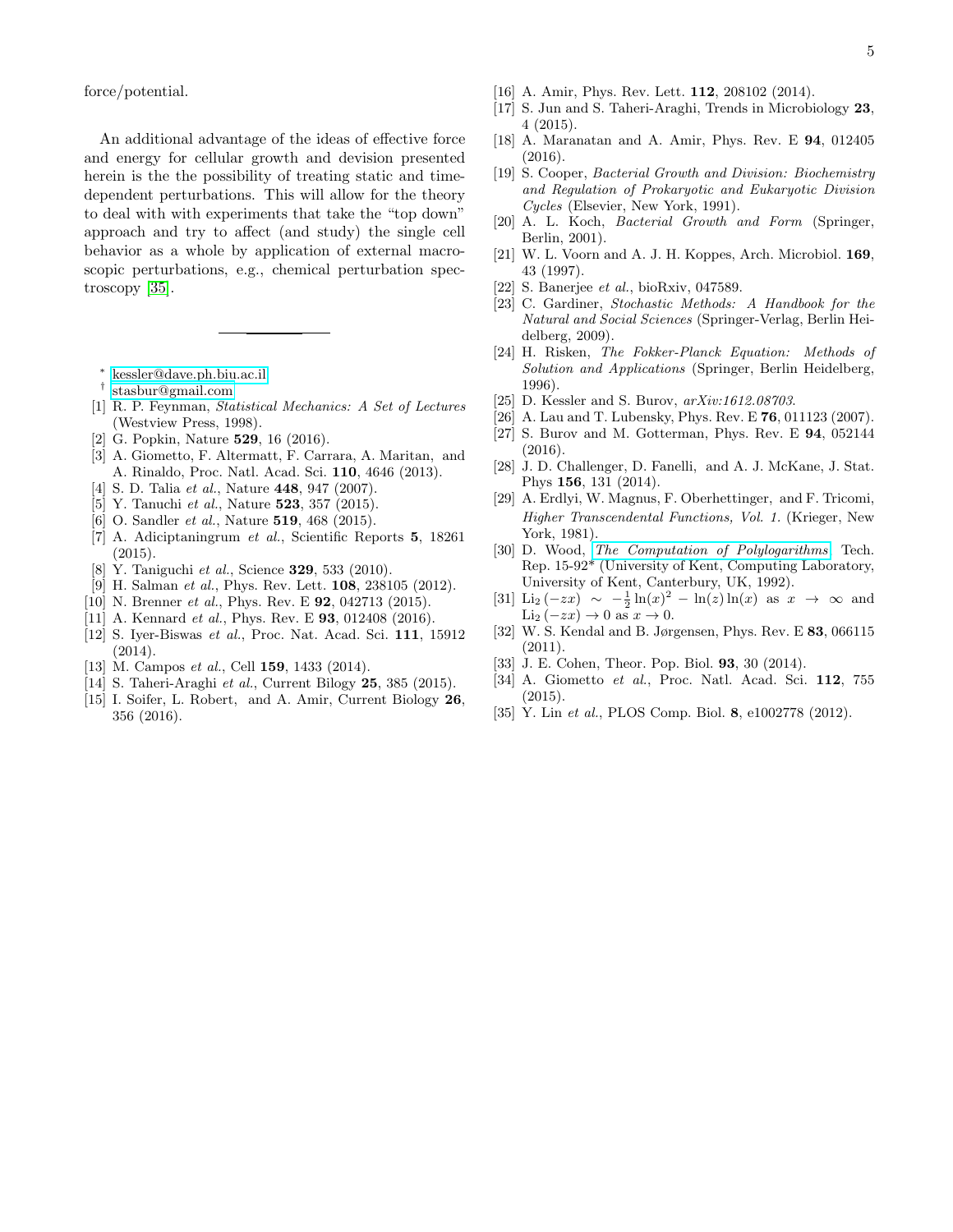force/potential.

An additional advantage of the ideas of effective force and energy for cellular growth and devision presented herein is the the possibility of treating static and time-dependent perturbations. This will allow for the theory to deal with with experiments that take the "top down" approach and try to affect (and study) the single cell behavior as a whole by application of external macroscopic perturbations, e.g., chemical perturbation spectroscopy [35].

---

[*] kessler@dave.ph.biu.ac.il
[†] stasbur@gmail.com

[1] R. P. Feynman, *Statistical Mechanics: A Set of Lectures* (Westview Press, 1998).
[2] G. Popkin, Nature **529**, 16 (2016).
[3] A. Giometto, F. Altermatt, F. Carrara, A. Maritan, and A. Rinaldo, Proc. Natl. Acad. Sci. **110**, 4646 (2013).
[4] S. D. Talia *et al.*, Nature **448**, 947 (2007).
[5] Y. Tanuchi *et al.*, Nature **523**, 357 (2015).
[6] O. Sandler *et al.*, Nature **519**, 468 (2015).
[7] A. Adiciptaningrum *et al.*, Scientific Reports **5**, 18261 (2015).
[8] Y. Taniguchi *et al.*, Science **329**, 533 (2010).
[9] H. Salman *et al.*, Phys. Rev. Lett. **108**, 238105 (2012).
[10] N. Brenner *et al.*, Phys. Rev. E **92**, 042713 (2015).
[11] A. Kennard *et al.*, Phys. Rev. E **93**, 012408 (2016).
[12] S. Iyer-Biswas *et al.*, Proc. Nat. Acad. Sci. **111**, 15912 (2014).
[13] M. Campos *et al.*, Cell **159**, 1433 (2014).
[14] S. Taheri-Araghi *et al.*, Current Bilogy **25**, 385 (2015).
[15] I. Soifer, L. Robert, and A. Amir, Current Biology **26**, 356 (2016).
[16] A. Amir, Phys. Rev. Lett. **112**, 208102 (2014).
[17] S. Jun and S. Taheri-Araghi, Trends in Microbiology **23**, 4 (2015).
[18] A. Maranatan and A. Amir, Phys. Rev. E **94**, 012405 (2016).
[19] S. Cooper, *Bacterial Growth and Division: Biochemistry and Regulation of Prokaryotic and Eukaryotic Division Cycles* (Elsevier, New York, 1991).
[20] A. L. Koch, *Bacterial Growth and Form* (Springer, Berlin, 2001).
[21] W. L. Voorn and A. J. H. Koppes, Arch. Microbiol. **169**, 43 (1997).
[22] S. Banerjee *et al.*, bioRxiv, 047589.
[23] C. Gardiner, *Stochastic Methods: A Handbook for the Natural and Social Sciences* (Springer-Verlag, Berlin Heidelberg, 2009).
[24] H. Risken, *The Fokker-Planck Equation: Methods of Solution and Applications* (Springer, Berlin Heidelberg, 1996).
[25] D. Kessler and S. Burov, *arXiv:1612.08703*.
[26] A. Lau and T. Lubensky, Phys. Rev. E **76**, 011123 (2007).
[27] S. Burov and M. Gotterman, Phys. Rev. E **94**, 052144 (2016).
[28] J. D. Challenger, D. Fanelli, and A. J. McKane, J. Stat. Phys **156**, 131 (2014).
[29] A. Erdlyi, W. Magnus, F. Oberhettinger, and F. Tricomi, *Higher Transcendental Functions, Vol. 1.* (Krieger, New York, 1981).
[30] D. Wood, *The Computation of Polylogarithms*, Tech. Rep. 15-92* (University of Kent, Computing Laboratory, University of Kent, Canterbury, UK, 1992).
[31] $\mathrm{Li}_2(-zx) \sim -\frac{1}{2}\ln(x)^2 - \ln(z)\ln(x)$ as $x \to \infty$ and $\mathrm{Li}_2(-zx) \to 0$ as $x \to 0$.
[32] W. S. Kendal and B. Jørgensen, Phys. Rev. E **83**, 066115 (2011).
[33] J. E. Cohen, Theor. Pop. Biol. **93**, 30 (2014).
[34] A. Giometto *et al.*, Proc. Natl. Acad. Sci. **112**, 755 (2015).
[35] Y. Lin *et al.*, PLOS Comp. Biol. **8**, e1002778 (2012).